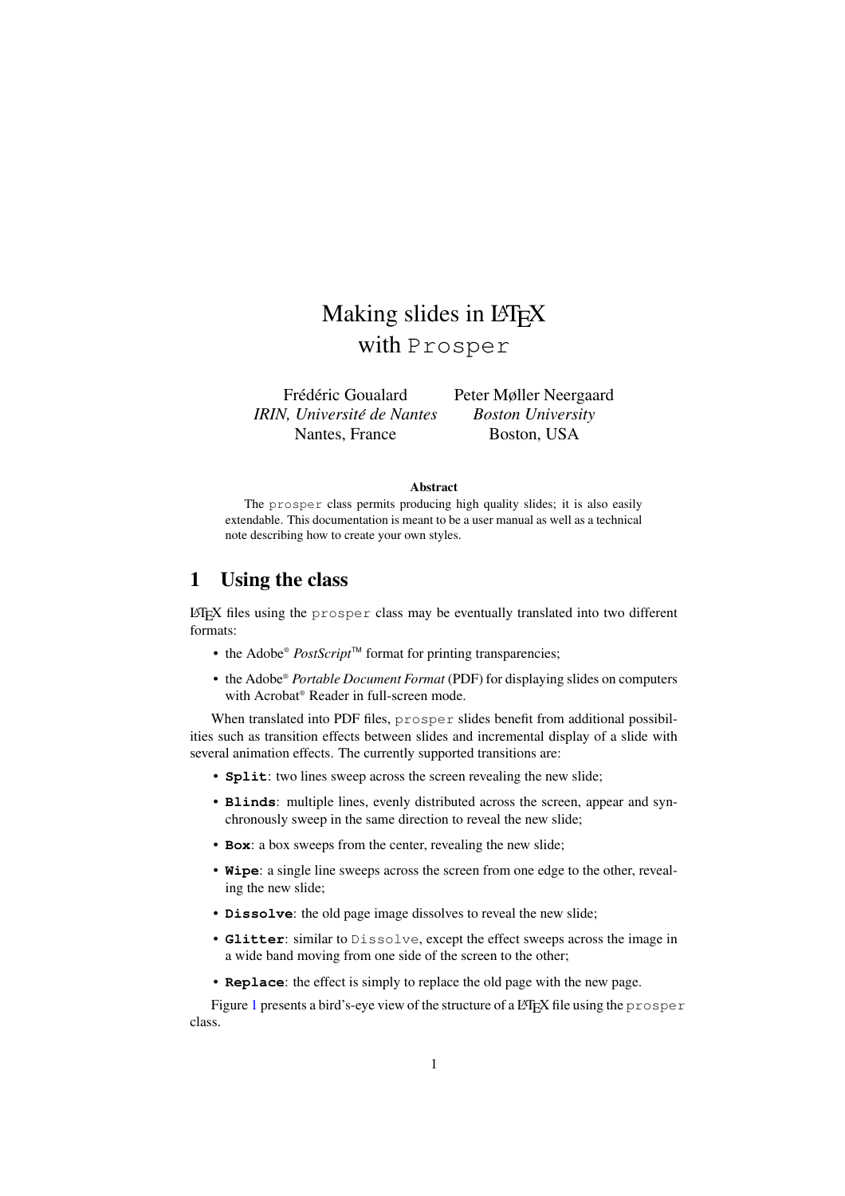# Making slides in LaTeX with `Prosper`

Frédéric Goualard
*IRIN, Université de Nantes*
Nantes, France

Peter Møller Neergaard
*Boston University*
Boston, USA

**Abstract**

The `prosper` class permits producing high quality slides; it is also easily extendable. This documentation is meant to be a user manual as well as a technical note describing how to create your own styles.

## 1 Using the class

LaTeX files using the `prosper` class may be eventually translated into two different formats:

- the Adobe® *PostScript*™ format for printing transparencies;
- the Adobe® *Portable Document Format* (PDF) for displaying slides on computers with Acrobat® Reader in full-screen mode.

When translated into PDF files, `prosper` slides benefit from additional possibilities such as transition effects between slides and incremental display of a slide with several animation effects. The currently supported transitions are:

- **`Split`**: two lines sweep across the screen revealing the new slide;
- **`Blinds`**: multiple lines, evenly distributed across the screen, appear and synchronously sweep in the same direction to reveal the new slide;
- **`Box`**: a box sweeps from the center, revealing the new slide;
- **`Wipe`**: a single line sweeps across the screen from one edge to the other, revealing the new slide;
- **`Dissolve`**: the old page image dissolves to reveal the new slide;
- **`Glitter`**: similar to `Dissolve`, except the effect sweeps across the image in a wide band moving from one side of the screen to the other;
- **`Replace`**: the effect is simply to replace the old page with the new page.

Figure 1 presents a bird's-eye view of the structure of a LaTeX file using the `prosper` class.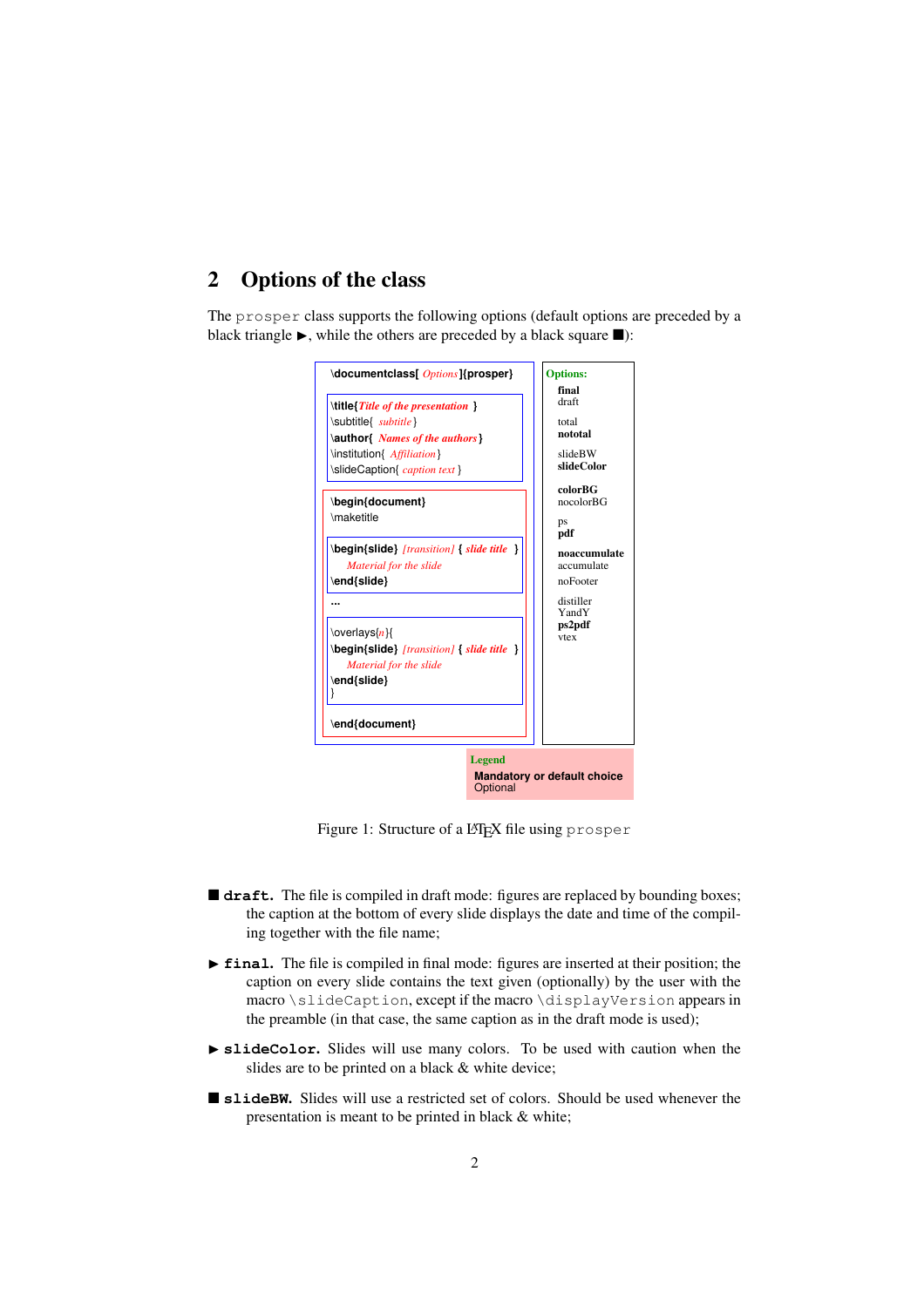## 2 Options of the class

The prosper class supports the following options (default options are preceded by a black triangle ▶, while the others are preceded by a black square ■):

```
\documentclass[ Options ]{prosper}

\title{Title of the presentation }
\subtitle{ subtitle }
\author{ Names of the authors }
\institution{ Affiliation }
\slideCaption{ caption text }

\begin{document}
\maketitle

\begin{slide} [transition] { slide title }
    Material for the slide
\end{slide}

...

\overlays{n}{
\begin{slide} [transition] { slide title }
    Material for the slide
\end{slide}
}

\end{document}
```

**Options:**

- **final**
- draft

- total
- **nototal**

- slideBW
- **slideColor**

- **colorBG**
- nocolorBG

- ps
- **pdf**

- **noaccumulate**
- accumulate

- noFooter

- distiller
- YandY
- **ps2pdf**
- vtex

**Legend**
**Mandatory or default choice**
Optional

Figure 1: Structure of a LaTeX file using prosper

■ **draft.** The file is compiled in draft mode: figures are replaced by bounding boxes; the caption at the bottom of every slide displays the date and time of the compiling together with the file name;

▶ **final.** The file is compiled in final mode: figures are inserted at their position; the caption on every slide contains the text given (optionally) by the user with the macro \slideCaption, except if the macro \displayVersion appears in the preamble (in that case, the same caption as in the draft mode is used);

▶ **slideColor.** Slides will use many colors. To be used with caution when the slides are to be printed on a black & white device;

■ **slideBW.** Slides will use a restricted set of colors. Should be used whenever the presentation is meant to be printed in black & white;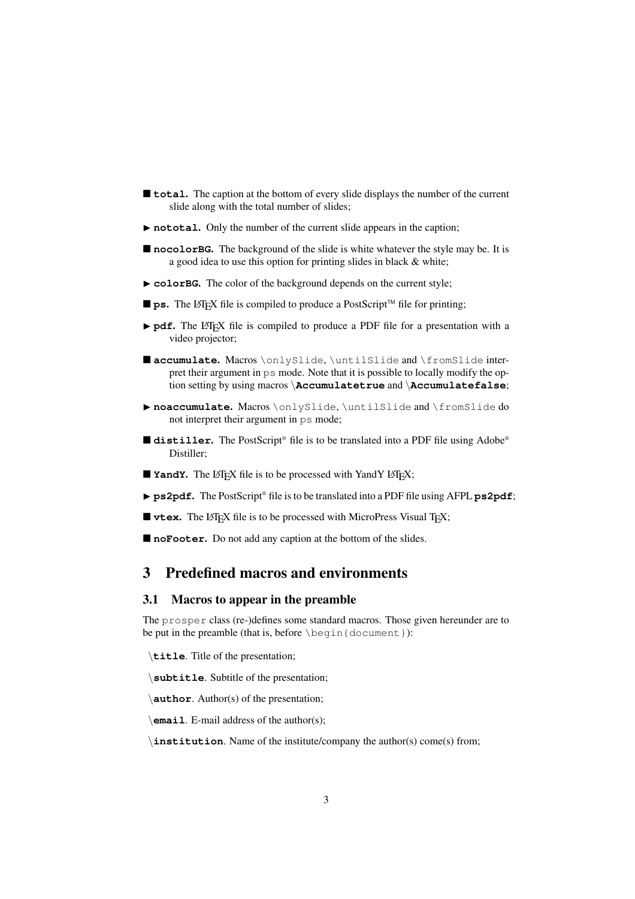- ■ **total.** The caption at the bottom of every slide displays the number of the current slide along with the total number of slides;
- ► **nototal.** Only the number of the current slide appears in the caption;
- ■ **nocolorBG.** The background of the slide is white whatever the style may be. It is a good idea to use this option for printing slides in black & white;
- ► **colorBG.** The color of the background depends on the current style;
- ■ **ps.** The LaTeX file is compiled to produce a PostScript™ file for printing;
- ► **pdf.** The LaTeX file is compiled to produce a PDF file for a presentation with a video projector;
- ■ **accumulate.** Macros `\onlySlide`, `\untilSlide` and `\fromSlide` interpret their argument in `ps` mode. Note that it is possible to locally modify the option setting by using macros **\Accumulatetrue** and **\Accumulatefalse**;
- ► **noaccumulate.** Macros `\onlySlide`, `\untilSlide` and `\fromSlide` do not interpret their argument in `ps` mode;
- ■ **distiller.** The PostScript® file is to be translated into a PDF file using Adobe® Distiller;
- ■ **YandY.** The LaTeX file is to be processed with YandY LaTeX;
- ► **ps2pdf.** The PostScript® file is to be translated into a PDF file using AFPL **ps2pdf**;
- ■ **vtex.** The LaTeX file is to be processed with MicroPress Visual TeX;
- ■ **noFooter.** Do not add any caption at the bottom of the slides.

# 3 Predefined macros and environments

## 3.1 Macros to appear in the preamble

The `prosper` class (re-)defines some standard macros. Those given hereunder are to be put in the preamble (that is, before `\begin{document}`):

**\title**. Title of the presentation;

**\subtitle**. Subtitle of the presentation;

**\author**. Author(s) of the presentation;

**\email**. E-mail address of the author(s);

**\institution**. Name of the institute/company the author(s) come(s) from;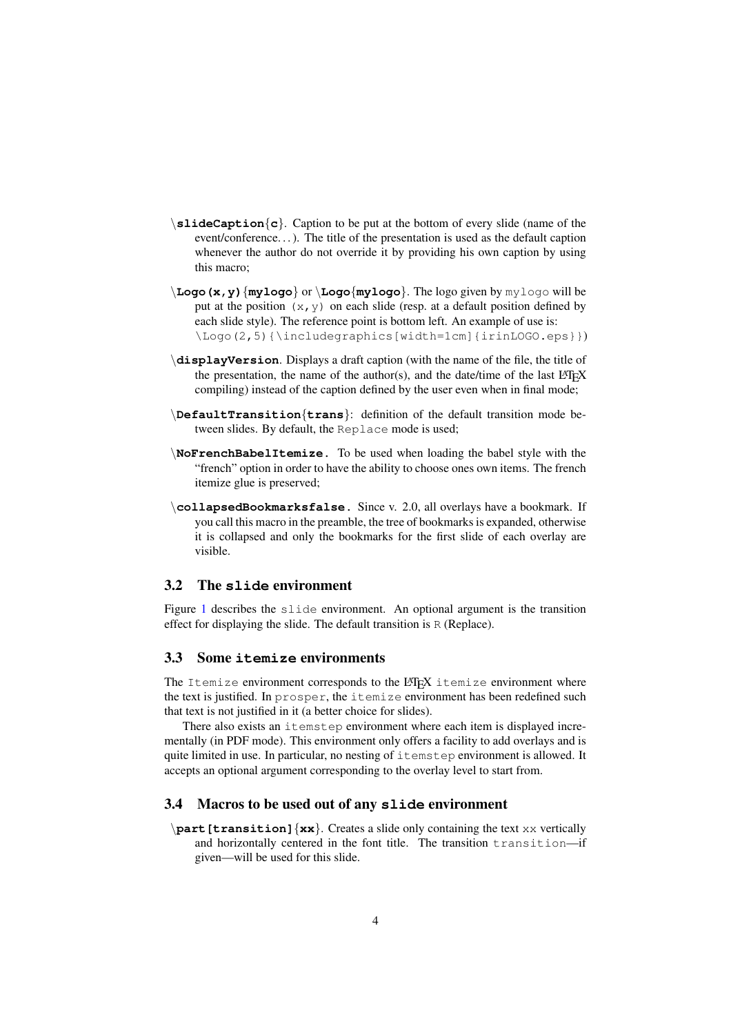\ **slideCaption**{**c**}. Caption to be put at the bottom of every slide (name of the event/conference. . . ). The title of the presentation is used as the default caption whenever the author do not override it by providing his own caption by using this macro;

\ **Logo(x,y)**{**mylogo**} or \ **Logo**{**mylogo**}. The logo given by `mylogo` will be put at the position `(x,y)` on each slide (resp. at a default position defined by each slide style). The reference point is bottom left. An example of use is: `\Logo(2,5){\includegraphics[width=1cm]{irinLOGO.eps}}`)

\ **displayVersion**. Displays a draft caption (with the name of the file, the title of the presentation, the name of the author(s), and the date/time of the last LaTeX compiling) instead of the caption defined by the user even when in final mode;

\ **DefaultTransition**{**trans**}: definition of the default transition mode between slides. By default, the `Replace` mode is used;

\ **NoFrenchBabelItemize.** To be used when loading the babel style with the "french" option in order to have the ability to choose ones own items. The french itemize glue is preserved;

\ **collapsedBookmarksfalse.** Since v. 2.0, all overlays have a bookmark. If you call this macro in the preamble, the tree of bookmarks is expanded, otherwise it is collapsed and only the bookmarks for the first slide of each overlay are visible.

## 3.2 The `slide` environment

Figure 1 describes the `slide` environment. An optional argument is the transition effect for displaying the slide. The default transition is `R` (Replace).

## 3.3 Some `itemize` environments

The `Itemize` environment corresponds to the LaTeX `itemize` environment where the text is justified. In `prosper`, the `itemize` environment has been redefined such that text is not justified in it (a better choice for slides).

There also exists an `itemstep` environment where each item is displayed incrementally (in PDF mode). This environment only offers a facility to add overlays and is quite limited in use. In particular, no nesting of `itemstep` environment is allowed. It accepts an optional argument corresponding to the overlay level to start from.

## 3.4 Macros to be used out of any `slide` environment

\ **part[transition]**{**xx**}. Creates a slide only containing the text `xx` vertically and horizontally centered in the font title. The transition `transition`—if given—will be used for this slide.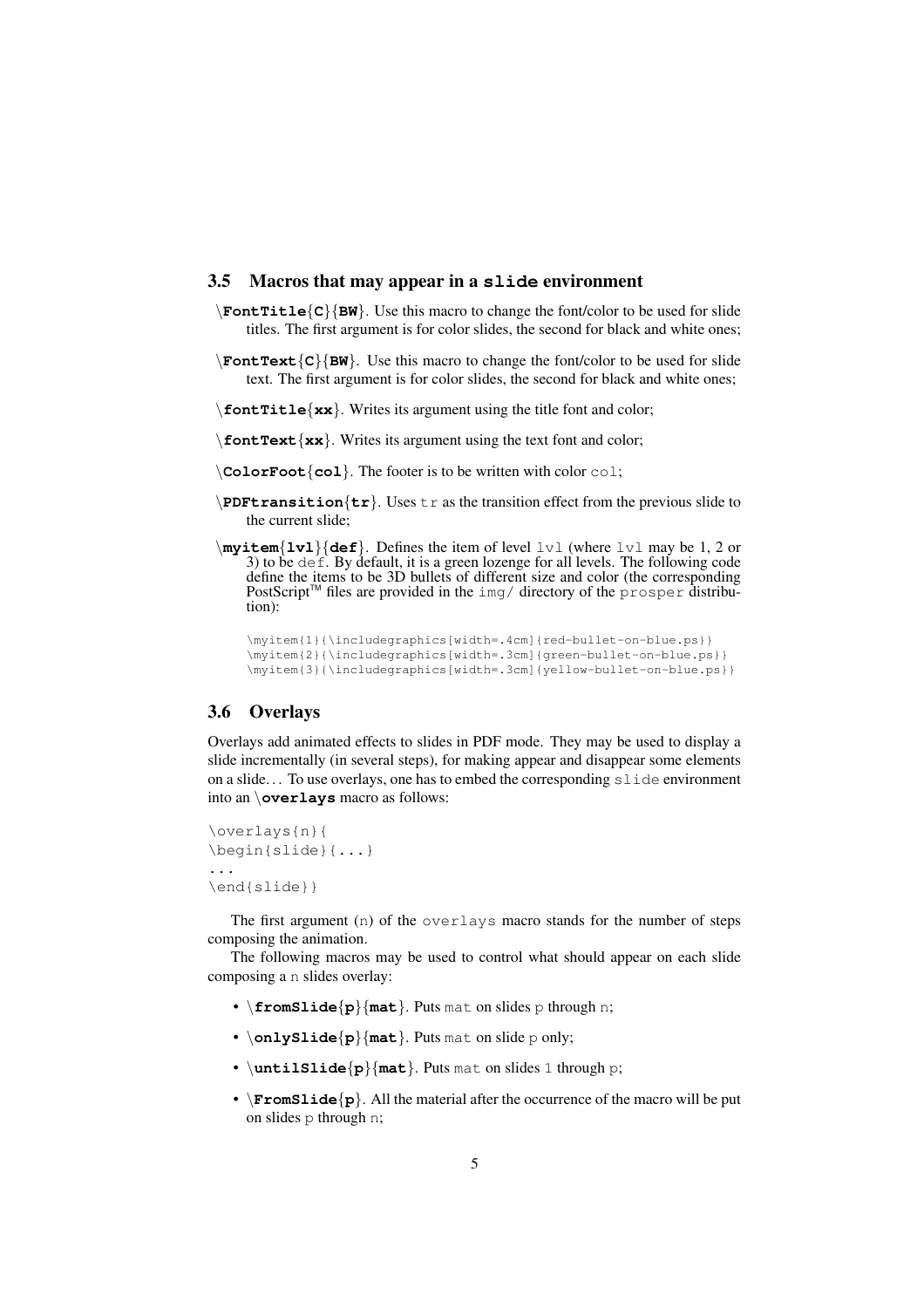### 3.5 Macros that may appear in a `slide` environment

**\FontTitle{C}{BW}**. Use this macro to change the font/color to be used for slide titles. The first argument is for color slides, the second for black and white ones;

**\FontText{C}{BW}**. Use this macro to change the font/color to be used for slide text. The first argument is for color slides, the second for black and white ones;

**\fontTitle{xx}**. Writes its argument using the title font and color;

**\fontText{xx}**. Writes its argument using the text font and color;

**\ColorFoot{col}**. The footer is to be written with color `col`;

**\PDFtransition{tr}**. Uses `tr` as the transition effect from the previous slide to the current slide;

**\myitem{lvl}{def}**. Defines the item of level `lvl` (where `lvl` may be 1, 2 or 3) to be `def`. By default, it is a green lozenge for all levels. The following code define the items to be 3D bullets of different size and color (the corresponding PostScript™ files are provided in the `img/` directory of the `prosper` distribution):

```
\myitem{1}{\includegraphics[width=.4cm]{red-bullet-on-blue.ps}}
\myitem{2}{\includegraphics[width=.3cm]{green-bullet-on-blue.ps}}
\myitem{3}{\includegraphics[width=.3cm]{yellow-bullet-on-blue.ps}}
```

### 3.6 Overlays

Overlays add animated effects to slides in PDF mode. They may be used to display a slide incrementally (in several steps), for making appear and disappear some elements on a slide... To use overlays, one has to embed the corresponding `slide` environment into an **\overlays** macro as follows:

```
\overlays{n}{
\begin{slide}{...}
...
\end{slide}}
```

The first argument (`n`) of the `overlays` macro stands for the number of steps composing the animation.

The following macros may be used to control what should appear on each slide composing a `n` slides overlay:

- **\fromSlide{p}{mat}**. Puts `mat` on slides `p` through `n`;
- **\onlySlide{p}{mat}**. Puts `mat` on slide `p` only;
- **\untilSlide{p}{mat}**. Puts `mat` on slides `1` through `p`;
- **\FromSlide{p}**. All the material after the occurrence of the macro will be put on slides `p` through `n`;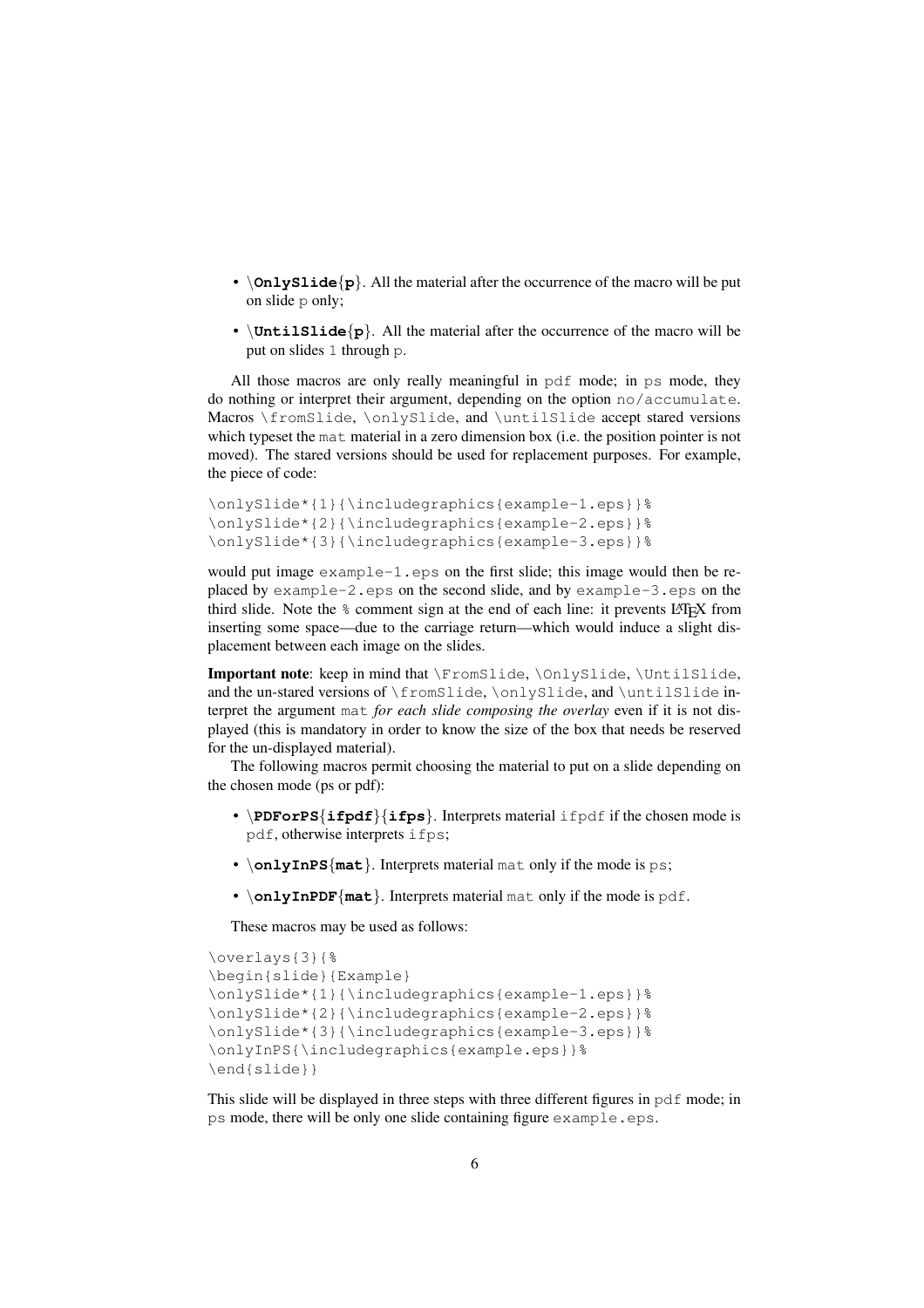- `\OnlySlide{p}`. All the material after the occurrence of the macro will be put on slide `p` only;
- `\UntilSlide{p}`. All the material after the occurrence of the macro will be put on slides `1` through `p`.

All those macros are only really meaningful in `pdf` mode; in `ps` mode, they do nothing or interpret their argument, depending on the option `no/accumulate`. Macros `\fromSlide`, `\onlySlide`, and `\untilSlide` accept stared versions which typeset the `mat` material in a zero dimension box (i.e. the position pointer is not moved). The stared versions should be used for replacement purposes. For example, the piece of code:

```
\onlySlide*{1}{\includegraphics{example-1.eps}}%
\onlySlide*{2}{\includegraphics{example-2.eps}}%
\onlySlide*{3}{\includegraphics{example-3.eps}}%
```

would put image `example-1.eps` on the first slide; this image would then be replaced by `example-2.eps` on the second slide, and by `example-3.eps` on the third slide. Note the `%` comment sign at the end of each line: it prevents LaTeX from inserting some space—due to the carriage return—which would induce a slight displacement between each image on the slides.

**Important note**: keep in mind that `\FromSlide`, `\OnlySlide`, `\UntilSlide`, and the un-stared versions of `\fromSlide`, `\onlySlide`, and `\untilSlide` interpret the argument `mat` *for each slide composing the overlay* even if it is not displayed (this is mandatory in order to know the size of the box that needs be reserved for the un-displayed material).

The following macros permit choosing the material to put on a slide depending on the chosen mode (ps or pdf):

- `\PDForPS{ifpdf}{ifps}`. Interprets material `ifpdf` if the chosen mode is `pdf`, otherwise interprets `ifps`;
- `\onlyInPS{mat}`. Interprets material `mat` only if the mode is `ps`;
- `\onlyInPDF{mat}`. Interprets material `mat` only if the mode is `pdf`.

These macros may be used as follows:

```
\overlays{3}{%
\begin{slide}{Example}
\onlySlide*{1}{\includegraphics{example-1.eps}}%
\onlySlide*{2}{\includegraphics{example-2.eps}}%
\onlySlide*{3}{\includegraphics{example-3.eps}}%
\onlyInPS{\includegraphics{example.eps}}%
\end{slide}}
```

This slide will be displayed in three steps with three different figures in `pdf` mode; in `ps` mode, there will be only one slide containing figure `example.eps`.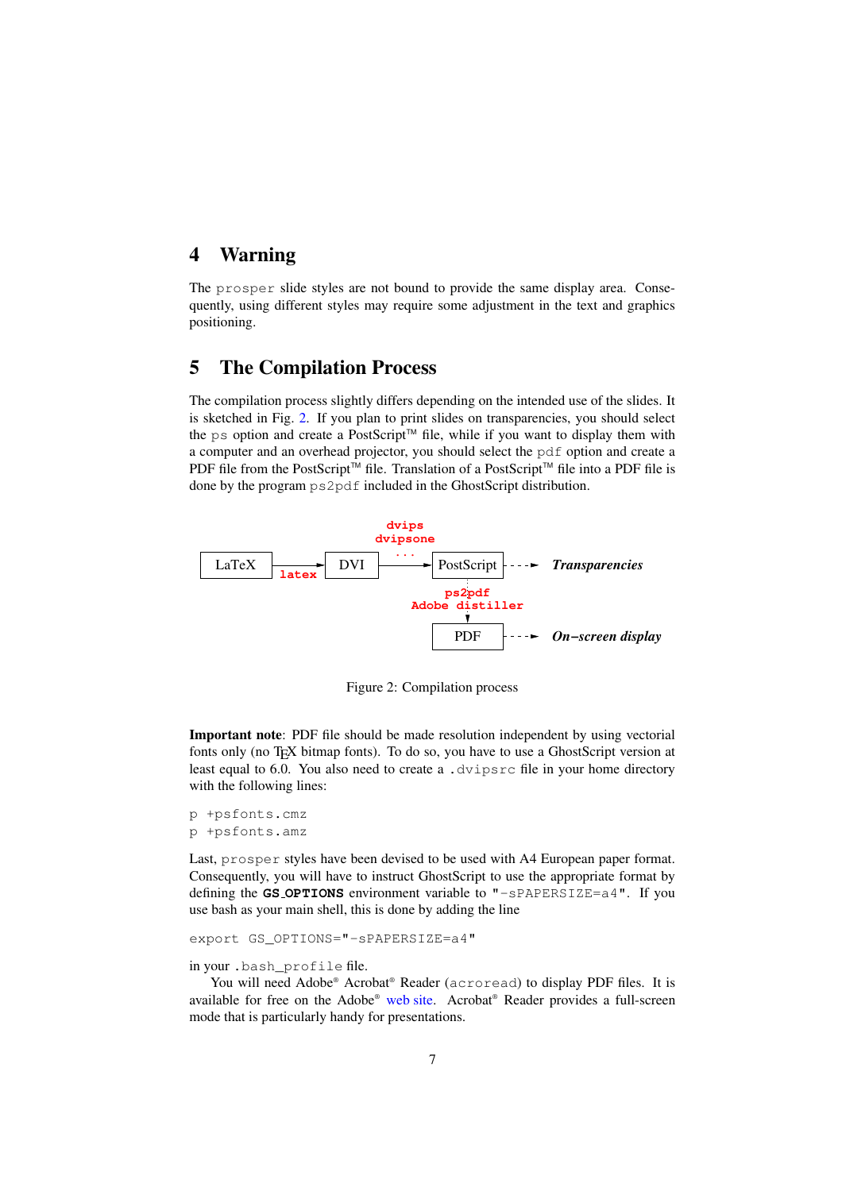## 4 Warning

The prosper slide styles are not bound to provide the same display area. Consequently, using different styles may require some adjustment in the text and graphics positioning.

## 5 The Compilation Process

The compilation process slightly differs depending on the intended use of the slides. It is sketched in Fig. 2. If you plan to print slides on transparencies, you should select the ps option and create a PostScript™ file, while if you want to display them with a computer and an overhead projector, you should select the pdf option and create a PDF file from the PostScript™ file. Translation of a PostScript™ file into a PDF file is done by the program ps2pdf included in the GhostScript distribution.

Figure 2: Compilation process

**Important note**: PDF file should be made resolution independent by using vectorial fonts only (no TEX bitmap fonts). To do so, you have to use a GhostScript version at least equal to 6.0. You also need to create a .dvipsrc file in your home directory with the following lines:

```
p +psfonts.cmz
p +psfonts.amz
```

Last, prosper styles have been devised to be used with A4 European paper format. Consequently, you will have to instruct GhostScript to use the appropriate format by defining the **GS_OPTIONS** environment variable to "-sPAPERSIZE=a4". If you use bash as your main shell, this is done by adding the line

```
export GS_OPTIONS="-sPAPERSIZE=a4"
```

in your .bash_profile file.

You will need Adobe® Acrobat® Reader (acroread) to display PDF files. It is available for free on the Adobe® web site. Acrobat® Reader provides a full-screen mode that is particularly handy for presentations.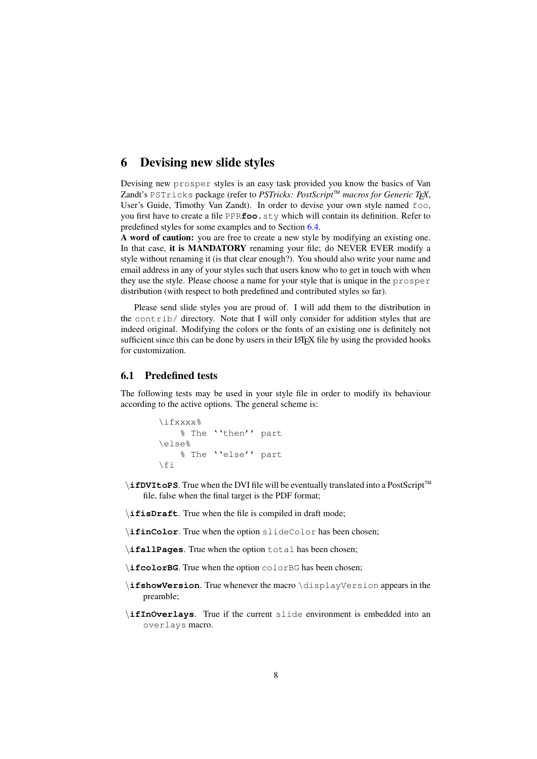# 6 Devising new slide styles

Devising new `prosper` styles is an easy task provided you know the basics of Van Zandt's `PSTricks` package (refer to *PSTricks: PostScript™ macros for Generic TEX*, User's Guide, Timothy Van Zandt). In order to devise your own style named `foo`, you first have to create a file `PPR`**`foo`**`.sty` which will contain its definition. Refer to predefined styles for some examples and to Section 6.4.

**A word of caution:** you are free to create a new style by modifying an existing one. In that case, **it is MANDATORY** renaming your file; do NEVER EVER modify a style without renaming it (is that clear enough?). You should also write your name and email address in any of your styles such that users know who to get in touch with when they use the style. Please choose a name for your style that is unique in the `prosper` distribution (with respect to both predefined and contributed styles so far).

Please send slide styles you are proud of. I will add them to the distribution in the `contrib/` directory. Note that I will only consider for addition styles that are indeed original. Modifying the colors or the fonts of an existing one is definitely not sufficient since this can be done by users in their LaTeX file by using the provided hooks for customization.

## 6.1 Predefined tests

The following tests may be used in your style file in order to modify its behaviour according to the active options. The general scheme is:

```
\ifxxxx%
    % The ``then'' part
\else%
    % The ``else'' part
\fi
```

- `\`**`ifDVItoPS`**. True when the DVI file will be eventually translated into a PostScript™ file, false when the final target is the PDF format;
- `\`**`ifisDraft`**. True when the file is compiled in draft mode;
- `\`**`ifinColor`**. True when the option `slideColor` has been chosen;
- `\`**`ifallPages`**. True when the option `total` has been chosen;
- `\`**`ifcolorBG`**. True when the option `colorBG` has been chosen;
- `\`**`ifshowVersion`**. True whenever the macro `\displayVersion` appears in the preamble;
- `\`**`ifInOverlays`**. True if the current `slide` environment is embedded into an `overlays` macro.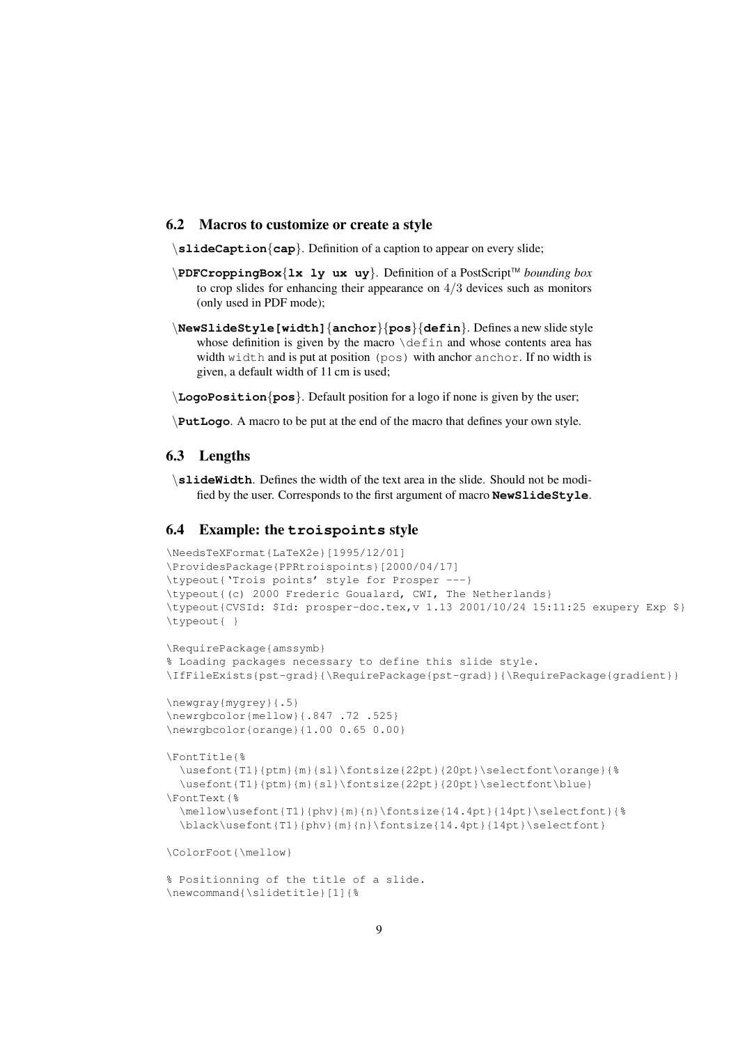### 6.2 Macros to customize or create a style

\**slideCaption**{**cap**}. Definition of a caption to appear on every slide;

\**PDFCroppingBox**{**lx ly ux uy**}. Definition of a PostScript™ *bounding box* to crop slides for enhancing their appearance on $4/3$ devices such as monitors (only used in PDF mode);

\**NewSlideStyle[width]**{**anchor**}{**pos**}{**defin**}. Defines a new slide style whose definition is given by the macro `\defin` and whose contents area has width `width` and is put at position `(pos)` with anchor `anchor`. If no width is given, a default width of 11 cm is used;

\**LogoPosition**{**pos**}. Default position for a logo if none is given by the user;

\**PutLogo**. A macro to be put at the end of the macro that defines your own style.

### 6.3 Lengths

\**slideWidth**. Defines the width of the text area in the slide. Should not be modified by the user. Corresponds to the first argument of macro **NewSlideStyle**.

### 6.4 Example: the `troispoints` style

```
\NeedsTeXFormat{LaTeX2e}[1995/12/01]
\ProvidesPackage{PPRtroispoints}[2000/04/17]
\typeout{`Trois points' style for Prosper ---}
\typeout{(c) 2000 Frederic Goualard, CWI, The Netherlands}
\typeout{CVSId: $Id: prosper-doc.tex,v 1.13 2001/10/24 15:11:25 exupery Exp $}
\typeout{ }

\RequirePackage{amssymb}
% Loading packages necessary to define this slide style.
\IfFileExists{pst-grad}{\RequirePackage{pst-grad}}{\RequirePackage{gradient}}

\newgray{mygrey}{.5}
\newrgbcolor{mellow}{.847 .72 .525}
\newrgbcolor{orange}{1.00 0.65 0.00}

\FontTitle{%
  \usefont{T1}{ptm}{m}{sl}\fontsize{22pt}{20pt}\selectfont\orange}{%
  \usefont{T1}{ptm}{m}{sl}\fontsize{22pt}{20pt}\selectfont\blue}
\FontText{%
  \mellow\usefont{T1}{phv}{m}{n}\fontsize{14.4pt}{14pt}\selectfont}{%
  \black\usefont{T1}{phv}{m}{n}\fontsize{14.4pt}{14pt}\selectfont}

\ColorFoot{\mellow}

% Positionning of the title of a slide.
\newcommand{\slidetitle}[1]{%
```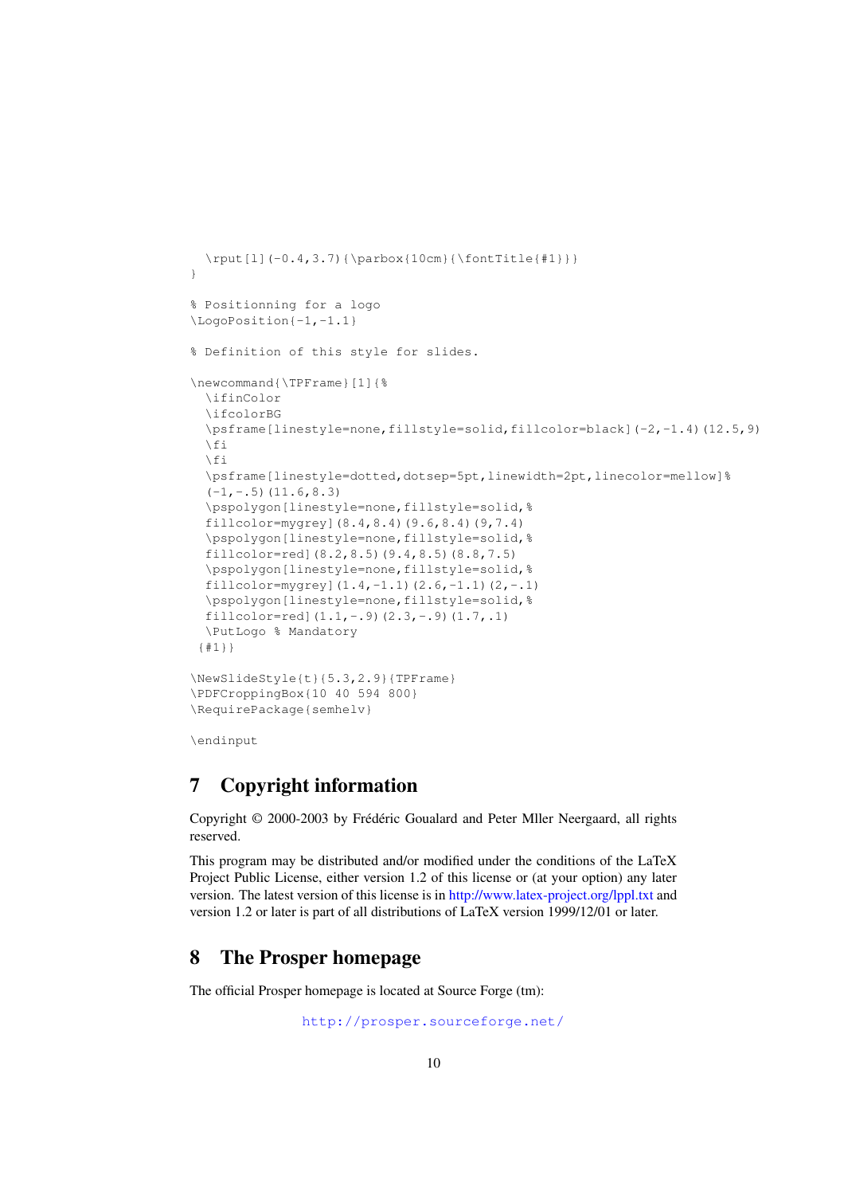```
  \rput[l](-0.4,3.7){\parbox{10cm}{\fontTitle{#1}}}
}

% Positionning for a logo
\LogoPosition{-1,-1.1}

% Definition of this style for slides.

\newcommand{\TPFrame}[1]{%
  \ifinColor
  \ifcolorBG
  \psframe[linestyle=none,fillstyle=solid,fillcolor=black](-2,-1.4)(12.5,9)
  \fi
  \fi
  \psframe[linestyle=dotted,dotsep=5pt,linewidth=2pt,linecolor=mellow]%
  (-1,-.5)(11.6,8.3)
  \pspolygon[linestyle=none,fillstyle=solid,%
  fillcolor=mygrey](8.4,8.4)(9.6,8.4)(9,7.4)
  \pspolygon[linestyle=none,fillstyle=solid,%
  fillcolor=red](8.2,8.5)(9.4,8.5)(8.8,7.5)
  \pspolygon[linestyle=none,fillstyle=solid,%
  fillcolor=mygrey](1.4,-1.1)(2.6,-1.1)(2,-.1)
  \pspolygon[linestyle=none,fillstyle=solid,%
  fillcolor=red](1.1,-.9)(2.3,-.9)(1.7,.1)
  \PutLogo % Mandatory
 {#1}}

\NewSlideStyle{t}{5.3,2.9}{TPFrame}
\PDFCroppingBox{10 40 594 800}
\RequirePackage{semhelv}

\endinput
```

## 7 Copyright information

Copyright © 2000-2003 by Frédéric Goualard and Peter Mller Neergaard, all rights reserved.

This program may be distributed and/or modified under the conditions of the LaTeX Project Public License, either version 1.2 of this license or (at your option) any later version. The latest version of this license is in http://www.latex-project.org/lppl.txt and version 1.2 or later is part of all distributions of LaTeX version 1999/12/01 or later.

## 8 The Prosper homepage

The official Prosper homepage is located at Source Forge (tm):

http://prosper.sourceforge.net/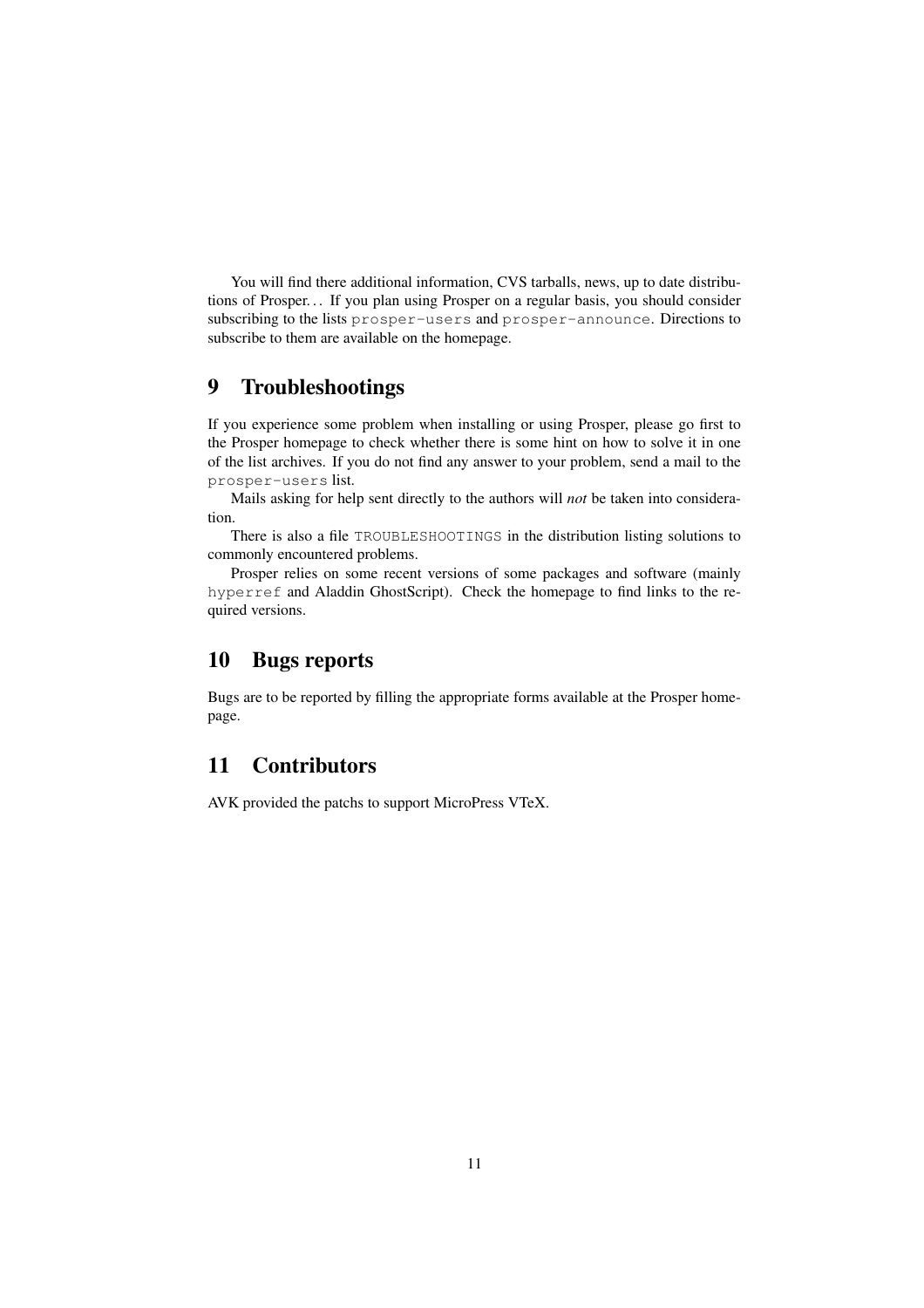You will find there additional information, CVS tarballs, news, up to date distributions of Prosper... If you plan using Prosper on a regular basis, you should consider subscribing to the lists `prosper-users` and `prosper-announce`. Directions to subscribe to them are available on the homepage.

# 9 Troubleshootings

If you experience some problem when installing or using Prosper, please go first to the Prosper homepage to check whether there is some hint on how to solve it in one of the list archives. If you do not find any answer to your problem, send a mail to the `prosper-users` list.

Mails asking for help sent directly to the authors will *not* be taken into consideration.

There is also a file `TROUBLESHOOTINGS` in the distribution listing solutions to commonly encountered problems.

Prosper relies on some recent versions of some packages and software (mainly `hyperref` and Aladdin GhostScript). Check the homepage to find links to the required versions.

# 10 Bugs reports

Bugs are to be reported by filling the appropriate forms available at the Prosper homepage.

# 11 Contributors

AVK provided the patchs to support MicroPress VTeX.